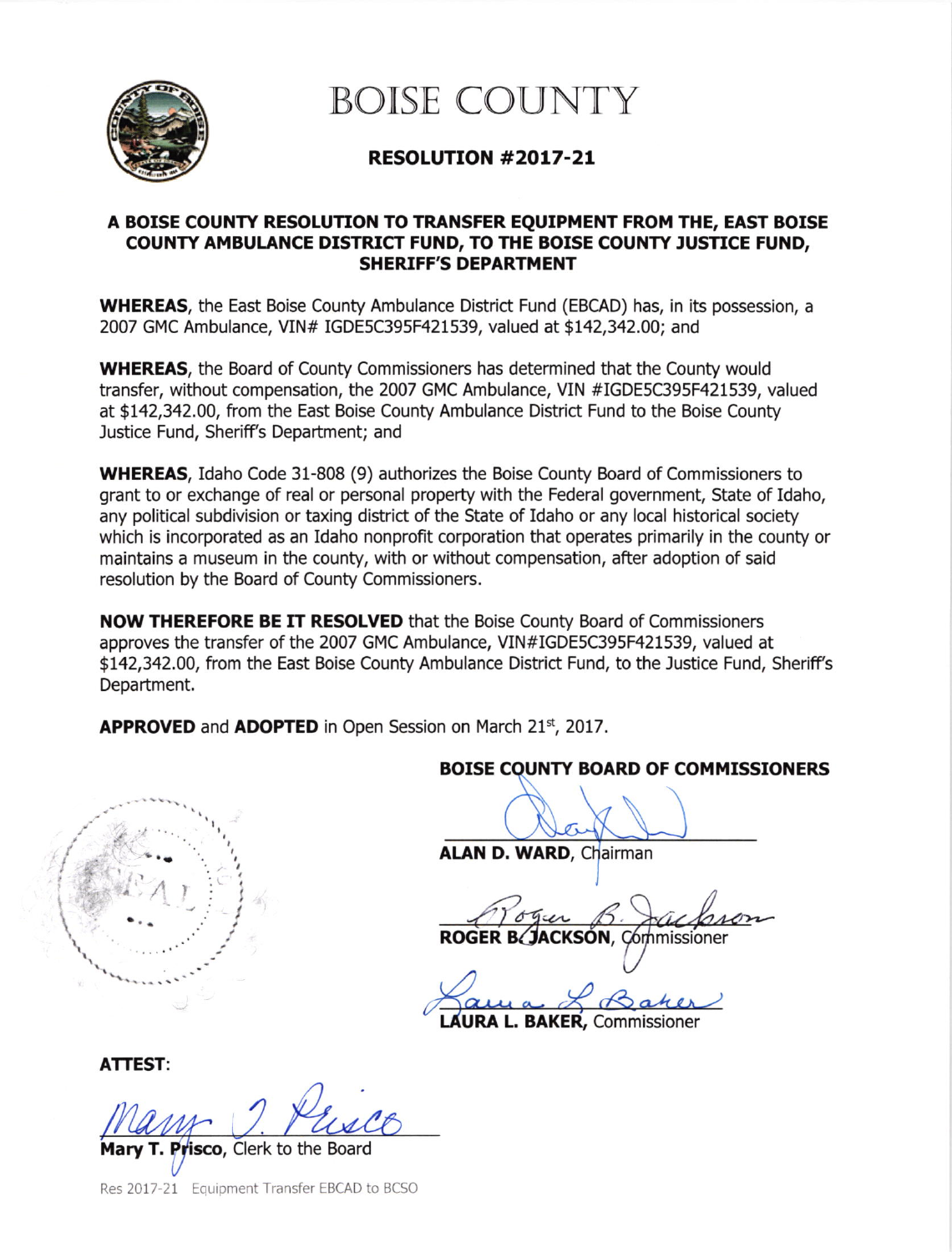# BOISE COUNTY

## RESOLUTION #2017-21

### A BOISE COUNTY RESOLUTION TO TRANSFER EQUIPMENT FROM THE, EAST BOISE COUNTY AMBULANCE DISTRICT FUND, TO THE BOISE COUNTY JUSTICE FUND, SHERIFF'S DEPARTMENT

**WHEREAS**, the East Boise County Ambulance District Fund (EBCAD) has, in its possession, a 2007 GMC Ambulance, VIN# IGDE5C395F421539, valued at $142,342.00; and

**WHEREAS**, the Board of County Commissioners has determined that the County would transfer, without compensation, the 2007 GMC Ambulance, VIN #IGDE5C395F421539, valued at $142,342.00, from the East Boise County Ambulance District Fund to the Boise County Justice Fund, Sheriff's Department; and

**WHEREAS**, Idaho Code 31-808 (9) authorizes the Boise County Board of Commissioners to grant to or exchange of real or personal property with the Federal government, State of Idaho, any political subdivision or taxing district of the State of Idaho or any local historical society which is incorporated as an Idaho nonprofit corporation that operates primarily in the county or maintains a museum in the county, with or without compensation, after adoption of said resolution by the Board of County Commissioners.

**NOW THEREFORE BE IT RESOLVED** that the Boise County Board of Commissioners approves the transfer of the 2007 GMC Ambulance, VIN#IGDE5C395F421539, valued at $142,342.00, from the East Boise County Ambulance District Fund, to the Justice Fund, Sheriff's Department.

**APPROVED** and **ADOPTED** in Open Session on March 21st, 2017.

**BOISE COUNTY BOARD OF COMMISSIONERS**

**ALAN D. WARD**, Chairman

**ROGER B. JACKSON**, Commissioner

**LAURA L. BAKER**, Commissioner

**ATTEST:**

**Mary T. Prisco**, Clerk to the Board

Res 2017-21 Equipment Transfer EBCAD to BCSO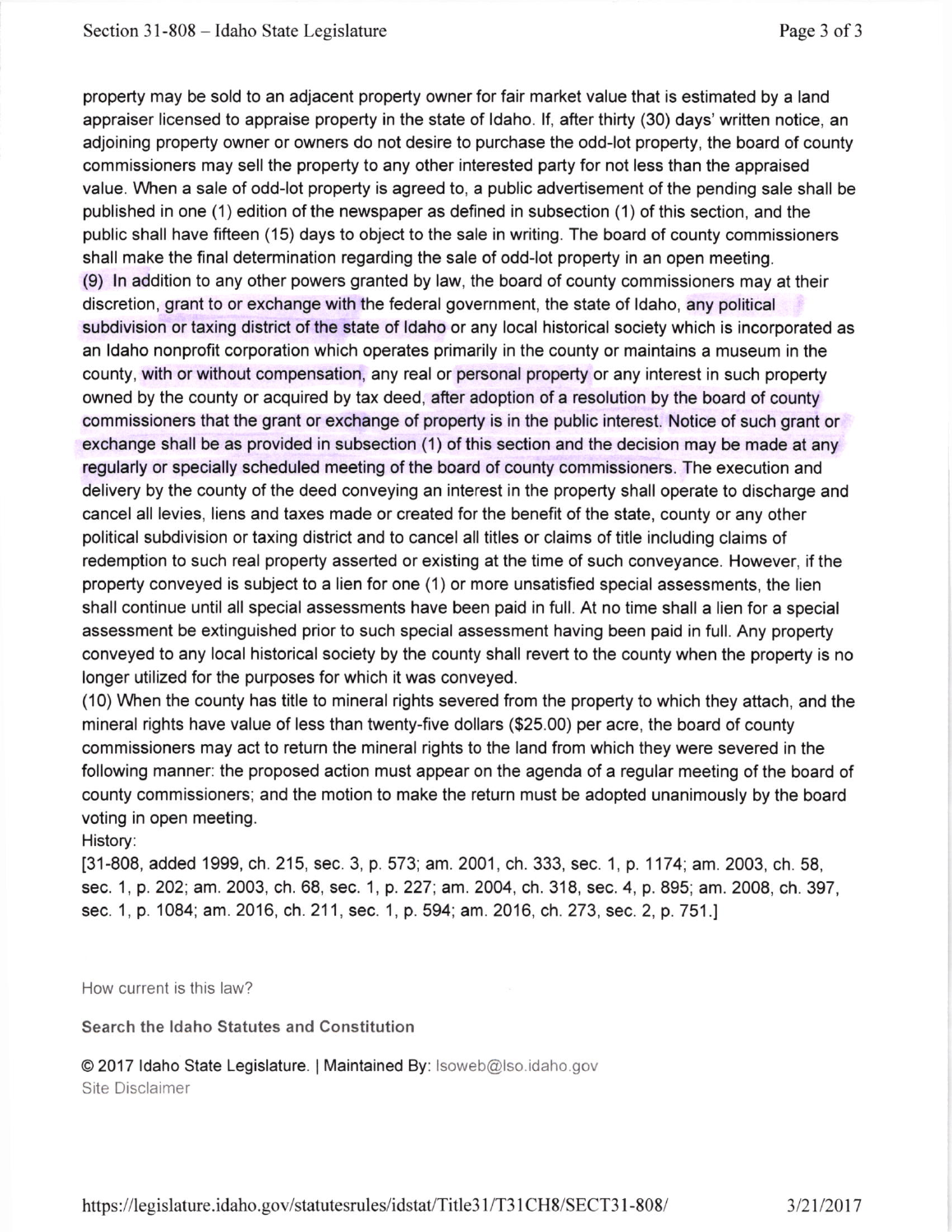property may be sold to an adjacent property owner for fair market value that is estimated by a land appraiser licensed to appraise property in the state of Idaho. If, after thirty (30) days' written notice, an adjoining property owner or owners do not desire to purchase the odd-lot property, the board of county commissioners may sell the property to any other interested party for not less than the appraised value. When a sale of odd-lot property is agreed to, a public advertisement of the pending sale shall be published in one (1) edition of the newspaper as defined in subsection (1) of this section, and the public shall have fifteen (15) days to object to the sale in writing. The board of county commissioners shall make the final determination regarding the sale of odd-lot property in an open meeting.

(9) In addition to any other powers granted by law, the board of county commissioners may at their discretion, grant to or exchange with the federal government, the state of Idaho, any political subdivision or taxing district of the state of Idaho or any local historical society which is incorporated as an Idaho nonprofit corporation which operates primarily in the county or maintains a museum in the county, with or without compensation, any real or personal property or any interest in such property owned by the county or acquired by tax deed, after adoption of a resolution by the board of county commissioners that the grant or exchange of property is in the public interest. Notice of such grant or exchange shall be as provided in subsection (1) of this section and the decision may be made at any regularly or specially scheduled meeting of the board of county commissioners. The execution and delivery by the county of the deed conveying an interest in the property shall operate to discharge and cancel all levies, liens and taxes made or created for the benefit of the state, county or any other political subdivision or taxing district and to cancel all titles or claims of title including claims of redemption to such real property asserted or existing at the time of such conveyance. However, if the property conveyed is subject to a lien for one (1) or more unsatisfied special assessments, the lien shall continue until all special assessments have been paid in full. At no time shall a lien for a special assessment be extinguished prior to such special assessment having been paid in full. Any property conveyed to any local historical society by the county shall revert to the county when the property is no longer utilized for the purposes for which it was conveyed.

(10) When the county has title to mineral rights severed from the property to which they attach, and the mineral rights have value of less than twenty-five dollars ($25.00) per acre, the board of county commissioners may act to return the mineral rights to the land from which they were severed in the following manner: the proposed action must appear on the agenda of a regular meeting of the board of county commissioners; and the motion to make the return must be adopted unanimously by the board voting in open meeting.

History:

[31-808, added 1999, ch. 215, sec. 3, p. 573; am. 2001, ch. 333, sec. 1, p. 1174; am. 2003, ch. 58, sec. 1, p. 202; am. 2003, ch. 68, sec. 1, p. 227; am. 2004, ch. 318, sec. 4, p. 895; am. 2008, ch. 397, sec. 1, p. 1084; am. 2016, ch. 211, sec. 1, p. 594; am. 2016, ch. 273, sec. 2, p. 751.]

How current is this law?

Search the Idaho Statutes and Constitution

© 2017 Idaho State Legislature. | Maintained By: lsoweb@lso.idaho.gov

Site Disclaimer